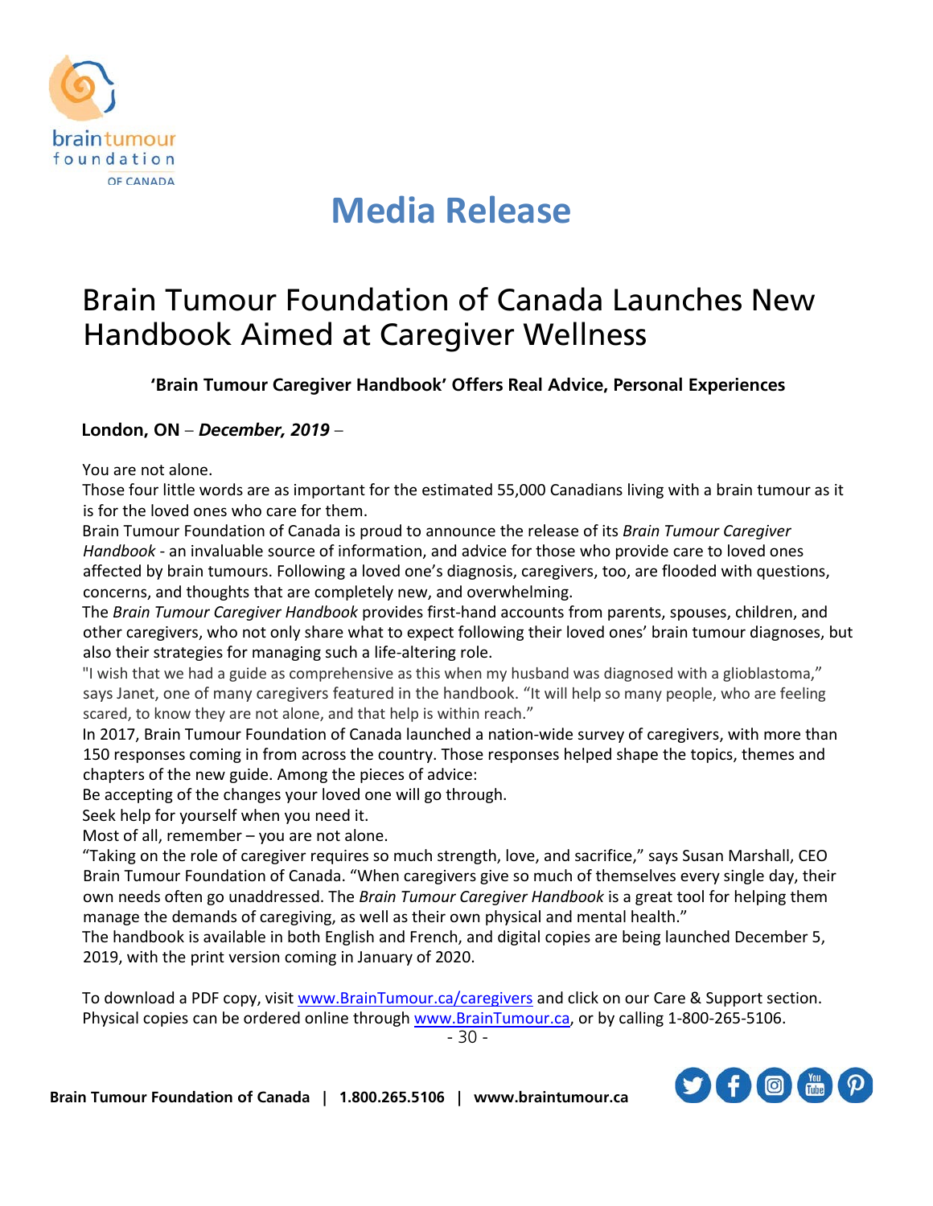# Media Release

## Brain Tumour Foundation of Canada Launches New Handbook Aimed at Caregiver Wellness

**'Brain Tumour Caregiver Handbook' Offers Real Advice, Personal Experiences**

**London, ON** – ***December, 2019*** –

You are not alone.

Those four little words are as important for the estimated 55,000 Canadians living with a brain tumour as it is for the loved ones who care for them.

Brain Tumour Foundation of Canada is proud to announce the release of its *Brain Tumour Caregiver Handbook* - an invaluable source of information, and advice for those who provide care to loved ones affected by brain tumours. Following a loved one's diagnosis, caregivers, too, are flooded with questions, concerns, and thoughts that are completely new, and overwhelming.

The *Brain Tumour Caregiver Handbook* provides first-hand accounts from parents, spouses, children, and other caregivers, who not only share what to expect following their loved ones' brain tumour diagnoses, but also their strategies for managing such a life-altering role.

"I wish that we had a guide as comprehensive as this when my husband was diagnosed with a glioblastoma," says Janet, one of many caregivers featured in the handbook. "It will help so many people, who are feeling scared, to know they are not alone, and that help is within reach."

In 2017, Brain Tumour Foundation of Canada launched a nation-wide survey of caregivers, with more than 150 responses coming in from across the country. Those responses helped shape the topics, themes and chapters of the new guide. Among the pieces of advice:

Be accepting of the changes your loved one will go through.

Seek help for yourself when you need it.

Most of all, remember – you are not alone.

"Taking on the role of caregiver requires so much strength, love, and sacrifice," says Susan Marshall, CEO Brain Tumour Foundation of Canada. "When caregivers give so much of themselves every single day, their own needs often go unaddressed. The *Brain Tumour Caregiver Handbook* is a great tool for helping them manage the demands of caregiving, as well as their own physical and mental health."

The handbook is available in both English and French, and digital copies are being launched December 5, 2019, with the print version coming in January of 2020.

To download a PDF copy, visit www.BrainTumour.ca/caregivers and click on our Care & Support section. Physical copies can be ordered online through www.BrainTumour.ca, or by calling 1-800-265-5106.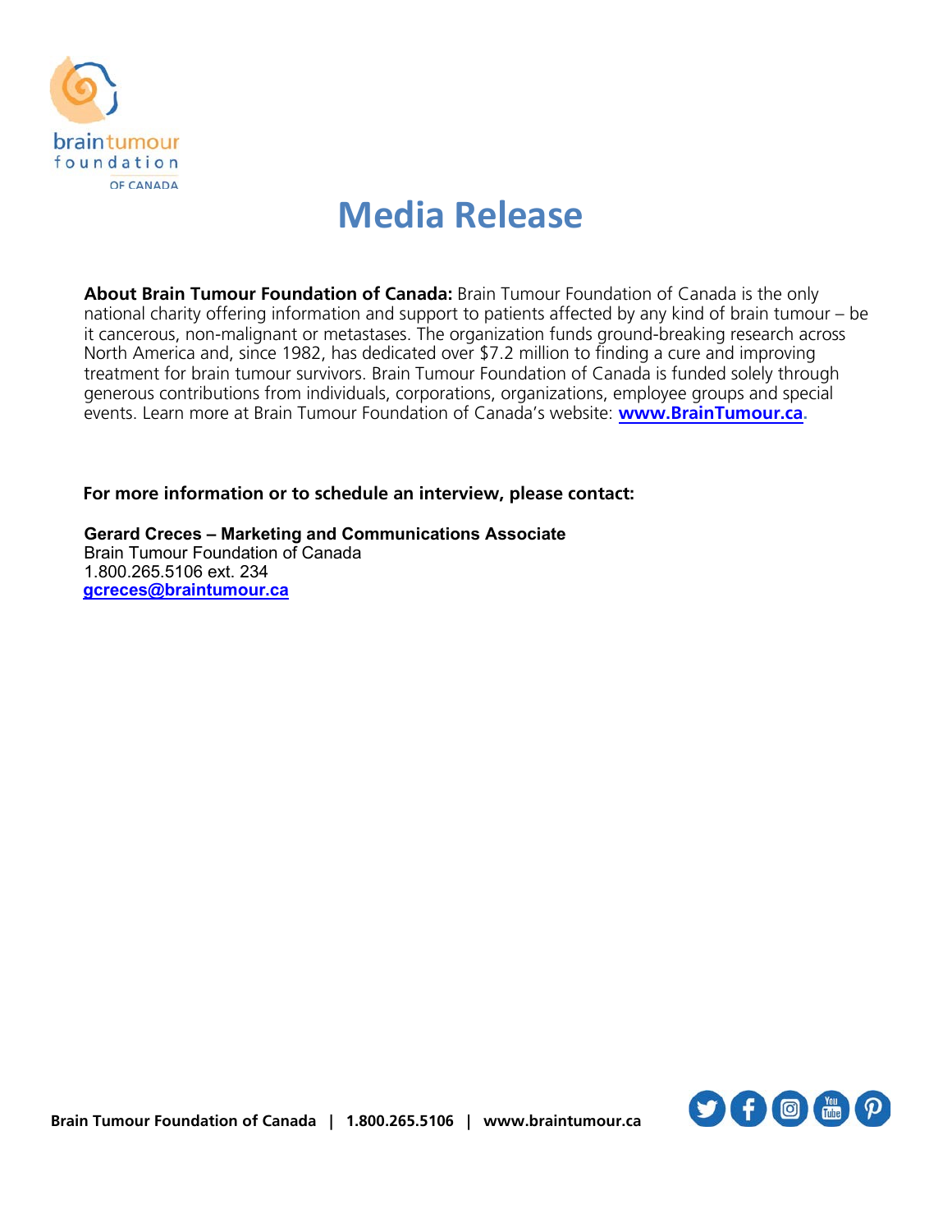# Media Release

**About Brain Tumour Foundation of Canada:** Brain Tumour Foundation of Canada is the only national charity offering information and support to patients affected by any kind of brain tumour – be it cancerous, non-malignant or metastases. The organization funds ground-breaking research across North America and, since 1982, has dedicated over $7.2 million to finding a cure and improving treatment for brain tumour survivors. Brain Tumour Foundation of Canada is funded solely through generous contributions from individuals, corporations, organizations, employee groups and special events. Learn more at Brain Tumour Foundation of Canada's website: **www.BrainTumour.ca**.

**For more information or to schedule an interview, please contact:**

**Gerard Creces – Marketing and Communications Associate**
Brain Tumour Foundation of Canada
1.800.265.5106 ext. 234
**gcreces@braintumour.ca**